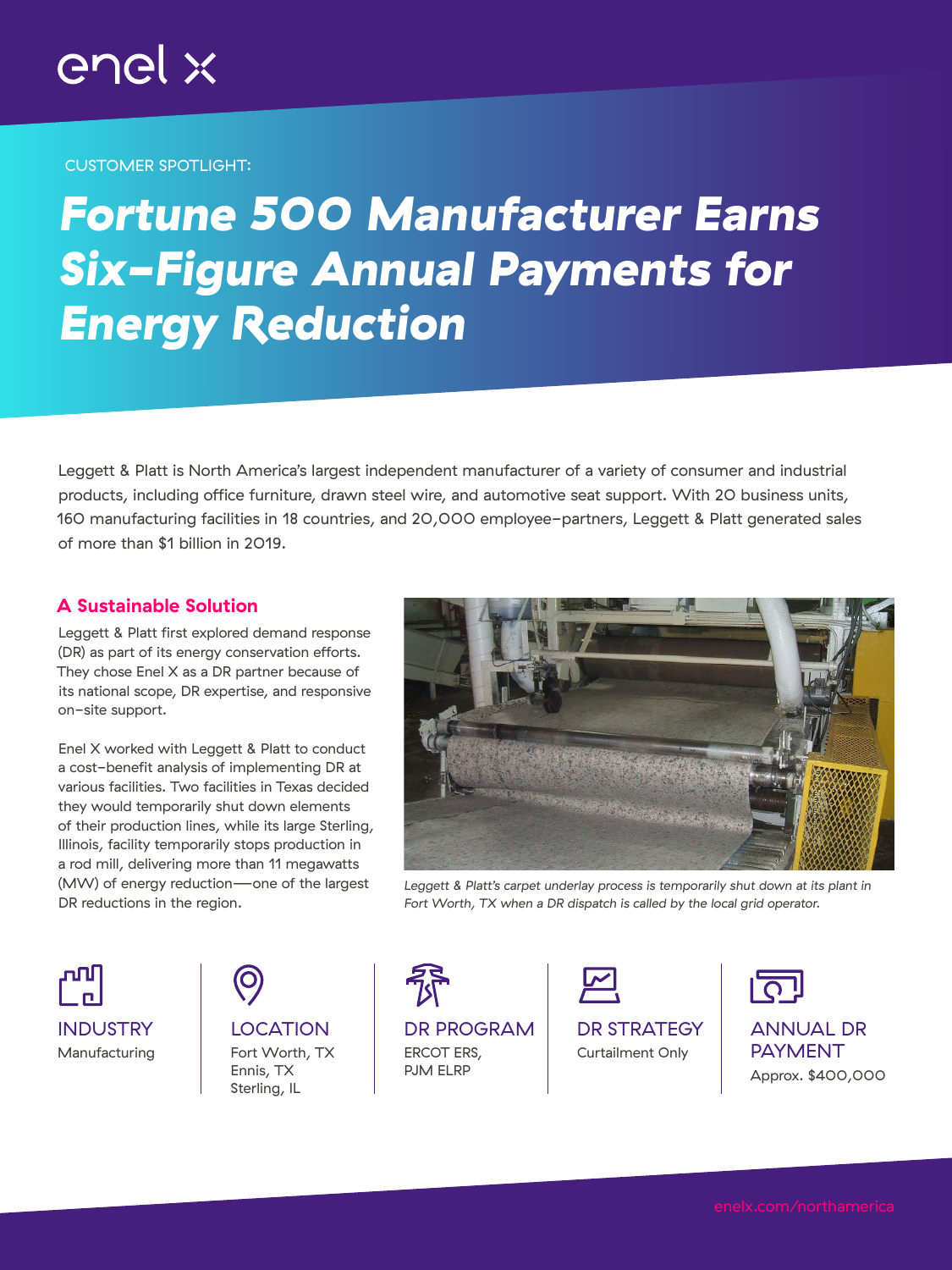enel x

CUSTOMER SPOTLIGHT:

# *Fortune 500 Manufacturer Earns Six-Figure Annual Payments for Energy Reduction*

Leggett & Platt is North America's largest independent manufacturer of a variety of consumer and industrial products, including office furniture, drawn steel wire, and automotive seat support. With 20 business units, 160 manufacturing facilities in 18 countries, and 20,000 employee-partners, Leggett & Platt generated sales of more than $1 billion in 2019.

## A Sustainable Solution

Leggett & Platt first explored demand response (DR) as part of its energy conservation efforts. They chose Enel X as a DR partner because of its national scope, DR expertise, and responsive on-site support.

Enel X worked with Leggett & Platt to conduct a cost-benefit analysis of implementing DR at various facilities. Two facilities in Texas decided they would temporarily shut down elements of their production lines, while its large Sterling, Illinois, facility temporarily stops production in a rod mill, delivering more than 11 megawatts (MW) of energy reduction—one of the largest DR reductions in the region.

*Leggett & Platt's carpet underlay process is temporarily shut down at its plant in Fort Worth, TX when a DR dispatch is called by the local grid operator.*

**INDUSTRY**
Manufacturing

**LOCATION**
Fort Worth, TX
Ennis, TX
Sterling, IL

**DR PROGRAM**
ERCOT ERS,
PJM ELRP

**DR STRATEGY**
Curtailment Only

**ANNUAL DR PAYMENT**
Approx. $400,000

enelx.com/northamerica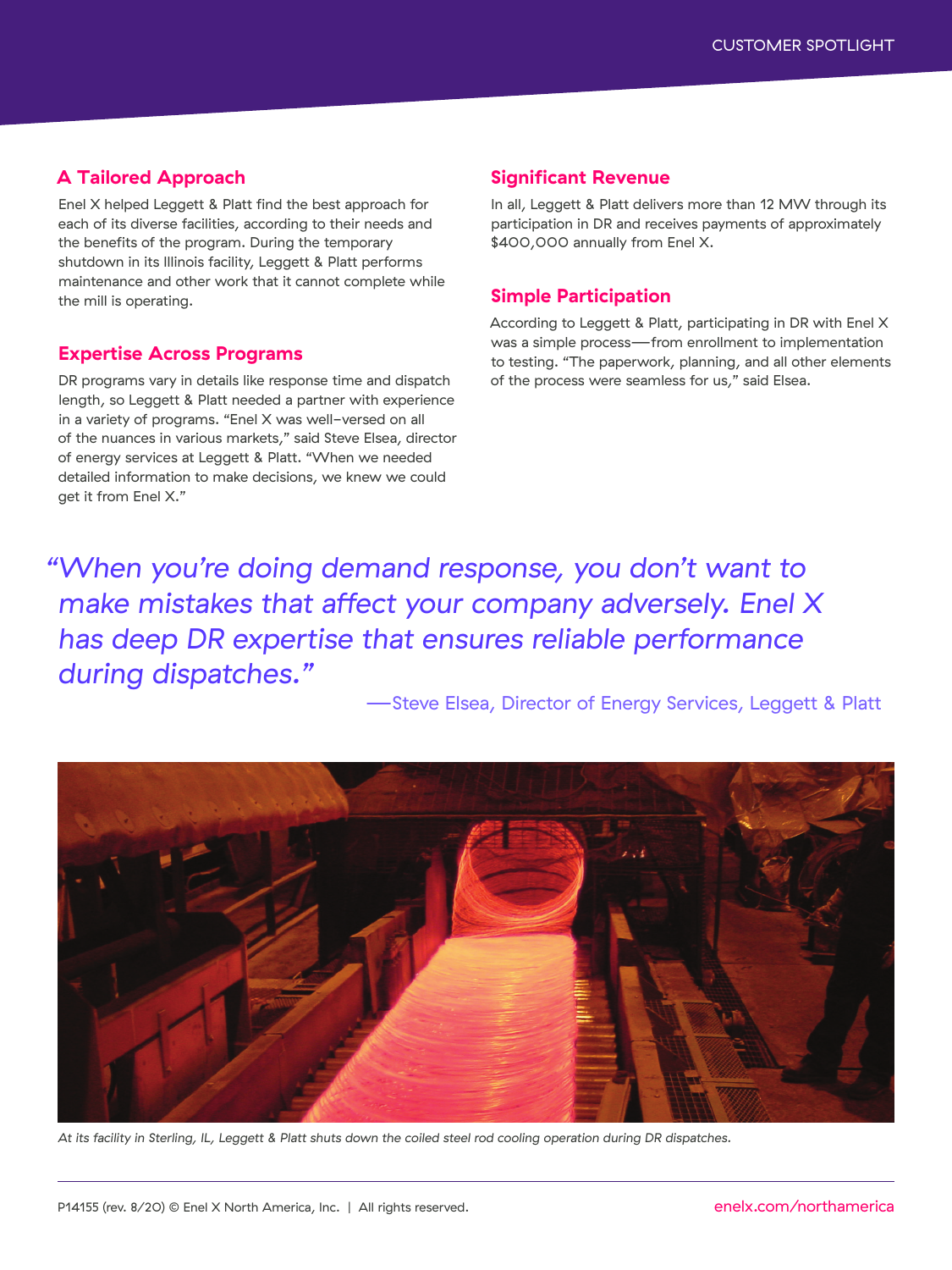## A Tailored Approach

Enel X helped Leggett & Platt find the best approach for each of its diverse facilities, according to their needs and the benefits of the program. During the temporary shutdown in its Illinois facility, Leggett & Platt performs maintenance and other work that it cannot complete while the mill is operating.

## Expertise Across Programs

DR programs vary in details like response time and dispatch length, so Leggett & Platt needed a partner with experience in a variety of programs. "Enel X was well-versed on all of the nuances in various markets," said Steve Elsea, director of energy services at Leggett & Platt. "When we needed detailed information to make decisions, we knew we could get it from Enel X."

## Significant Revenue

In all, Leggett & Platt delivers more than 12 MW through its participation in DR and receives payments of approximately $400,000 annually from Enel X.

## Simple Participation

According to Leggett & Platt, participating in DR with Enel X was a simple process—from enrollment to implementation to testing. "The paperwork, planning, and all other elements of the process were seamless for us," said Elsea.

> *"When you're doing demand response, you don't want to make mistakes that affect your company adversely. Enel X has deep DR expertise that ensures reliable performance during dispatches."*
>
> —Steve Elsea, Director of Energy Services, Leggett & Platt

*At its facility in Sterling, IL, Leggett & Platt shuts down the coiled steel rod cooling operation during DR dispatches.*

P14155 (rev. 8/20) © Enel X North America, Inc. | All rights reserved.

enelx.com/northamerica